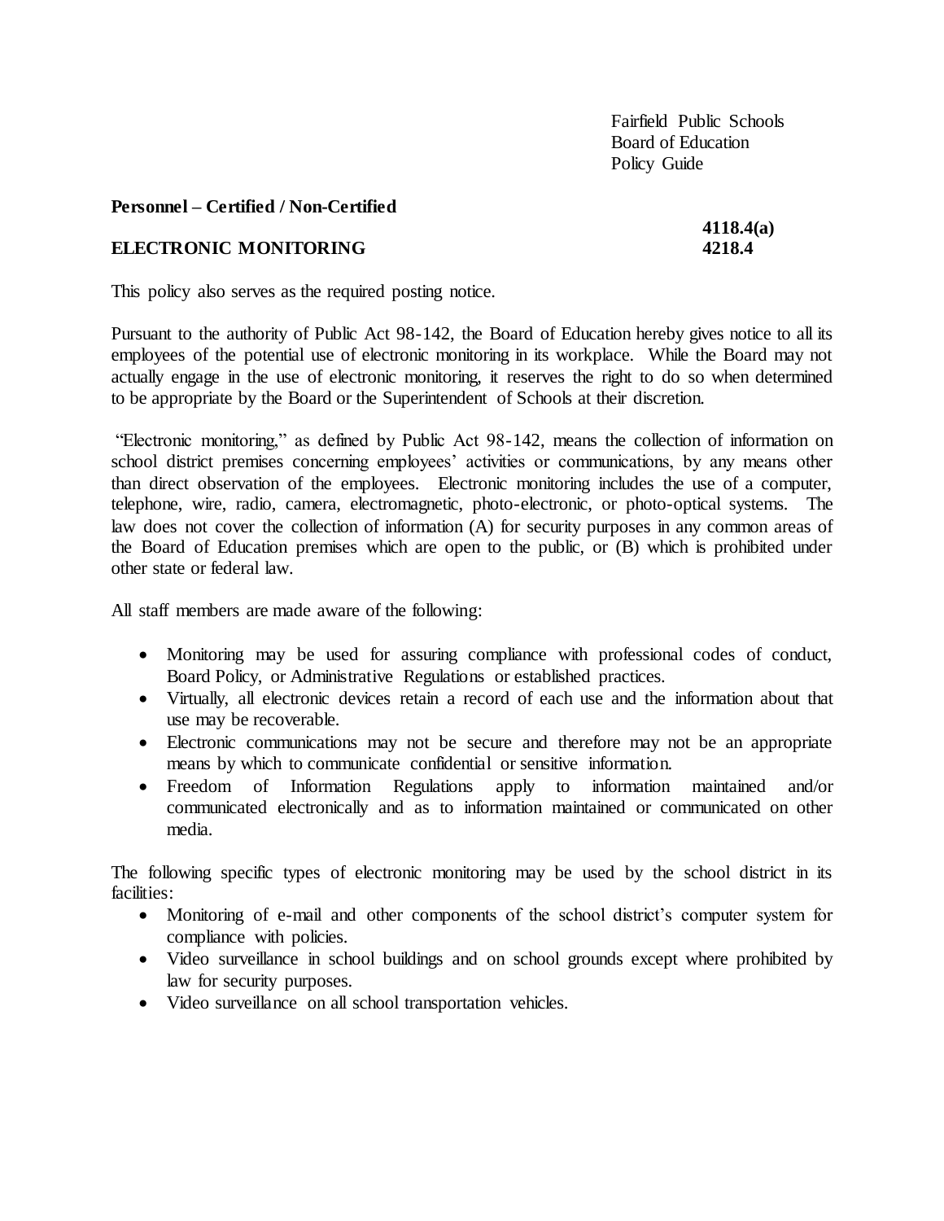Fairfield Public Schools
Board of Education
Policy Guide

**Personnel – Certified / Non-Certified**

**4118.4(a)**

## ELECTRONIC MONITORING **4218.4**

This policy also serves as the required posting notice.

Pursuant to the authority of Public Act 98-142, the Board of Education hereby gives notice to all its employees of the potential use of electronic monitoring in its workplace. While the Board may not actually engage in the use of electronic monitoring, it reserves the right to do so when determined to be appropriate by the Board or the Superintendent of Schools at their discretion.

"Electronic monitoring," as defined by Public Act 98-142, means the collection of information on school district premises concerning employees' activities or communications, by any means other than direct observation of the employees. Electronic monitoring includes the use of a computer, telephone, wire, radio, camera, electromagnetic, photo-electronic, or photo-optical systems. The law does not cover the collection of information (A) for security purposes in any common areas of the Board of Education premises which are open to the public, or (B) which is prohibited under other state or federal law.

All staff members are made aware of the following:

- Monitoring may be used for assuring compliance with professional codes of conduct, Board Policy, or Administrative Regulations or established practices.
- Virtually, all electronic devices retain a record of each use and the information about that use may be recoverable.
- Electronic communications may not be secure and therefore may not be an appropriate means by which to communicate confidential or sensitive information.
- Freedom of Information Regulations apply to information maintained and/or communicated electronically and as to information maintained or communicated on other media.

The following specific types of electronic monitoring may be used by the school district in its facilities:

- Monitoring of e-mail and other components of the school district's computer system for compliance with policies.
- Video surveillance in school buildings and on school grounds except where prohibited by law for security purposes.
- Video surveillance on all school transportation vehicles.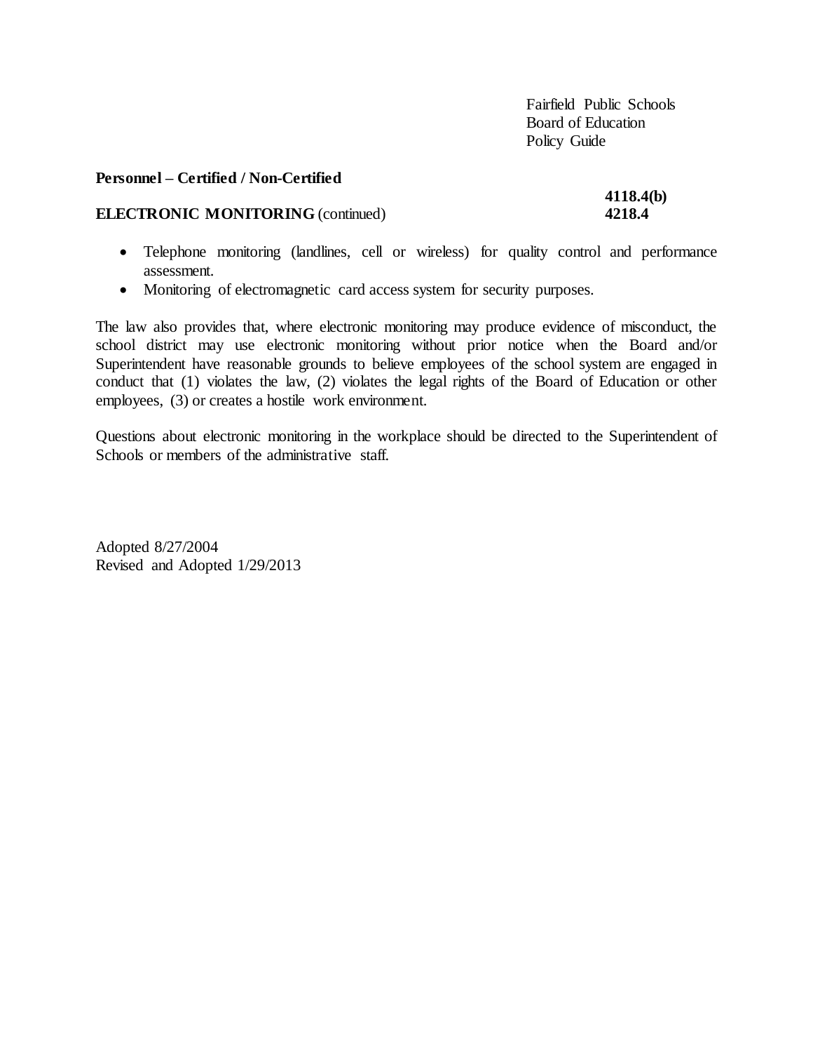**Personnel – Certified / Non-Certified**

**ELECTRONIC MONITORING** (continued) **4118.4(b) 4218.4**

- Telephone monitoring (landlines, cell or wireless) for quality control and performance assessment.
- Monitoring of electromagnetic card access system for security purposes.

The law also provides that, where electronic monitoring may produce evidence of misconduct, the school district may use electronic monitoring without prior notice when the Board and/or Superintendent have reasonable grounds to believe employees of the school system are engaged in conduct that (1) violates the law, (2) violates the legal rights of the Board of Education or other employees, (3) or creates a hostile work environment.

Questions about electronic monitoring in the workplace should be directed to the Superintendent of Schools or members of the administrative staff.

Adopted 8/27/2004
Revised and Adopted 1/29/2013